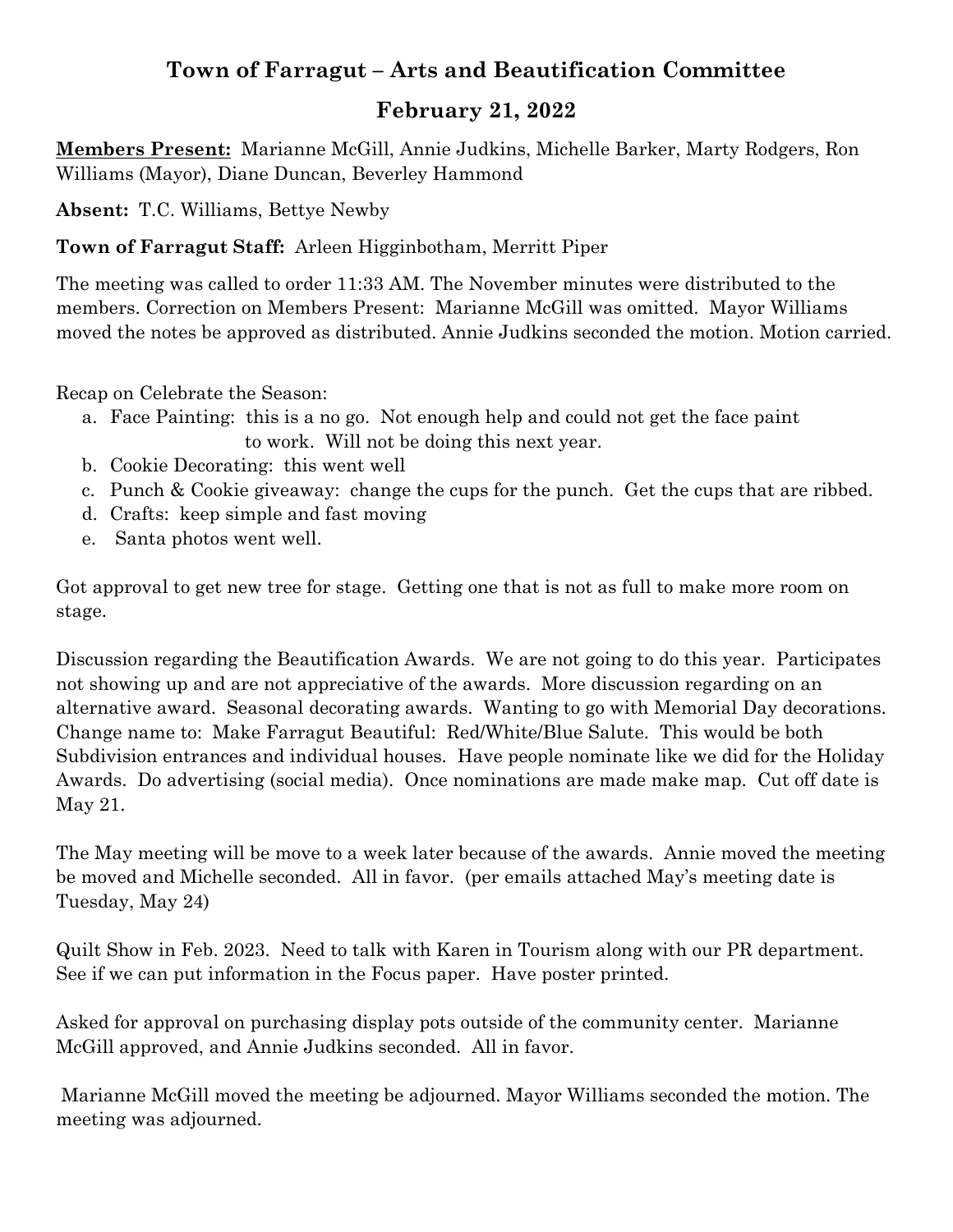# Town of Farragut – Arts and Beautification Committee

## February 21, 2022

**Members Present:** Marianne McGill, Annie Judkins, Michelle Barker, Marty Rodgers, Ron Williams (Mayor), Diane Duncan, Beverley Hammond

**Absent:** T.C. Williams, Bettye Newby

**Town of Farragut Staff:** Arleen Higginbotham, Merritt Piper

The meeting was called to order 11:33 AM. The November minutes were distributed to the members. Correction on Members Present: Marianne McGill was omitted. Mayor Williams moved the notes be approved as distributed. Annie Judkins seconded the motion. Motion carried.

Recap on Celebrate the Season:

a. Face Painting: this is a no go. Not enough help and could not get the face paint to work. Will not be doing this next year.
b. Cookie Decorating: this went well
c. Punch & Cookie giveaway: change the cups for the punch. Get the cups that are ribbed.
d. Crafts: keep simple and fast moving
e. Santa photos went well.

Got approval to get new tree for stage. Getting one that is not as full to make more room on stage.

Discussion regarding the Beautification Awards. We are not going to do this year. Participates not showing up and are not appreciative of the awards. More discussion regarding on an alternative award. Seasonal decorating awards. Wanting to go with Memorial Day decorations. Change name to: Make Farragut Beautiful: Red/White/Blue Salute. This would be both Subdivision entrances and individual houses. Have people nominate like we did for the Holiday Awards. Do advertising (social media). Once nominations are made make map. Cut off date is May 21.

The May meeting will be move to a week later because of the awards. Annie moved the meeting be moved and Michelle seconded. All in favor. (per emails attached May's meeting date is Tuesday, May 24)

Quilt Show in Feb. 2023. Need to talk with Karen in Tourism along with our PR department. See if we can put information in the Focus paper. Have poster printed.

Asked for approval on purchasing display pots outside of the community center. Marianne McGill approved, and Annie Judkins seconded. All in favor.

Marianne McGill moved the meeting be adjourned. Mayor Williams seconded the motion. The meeting was adjourned.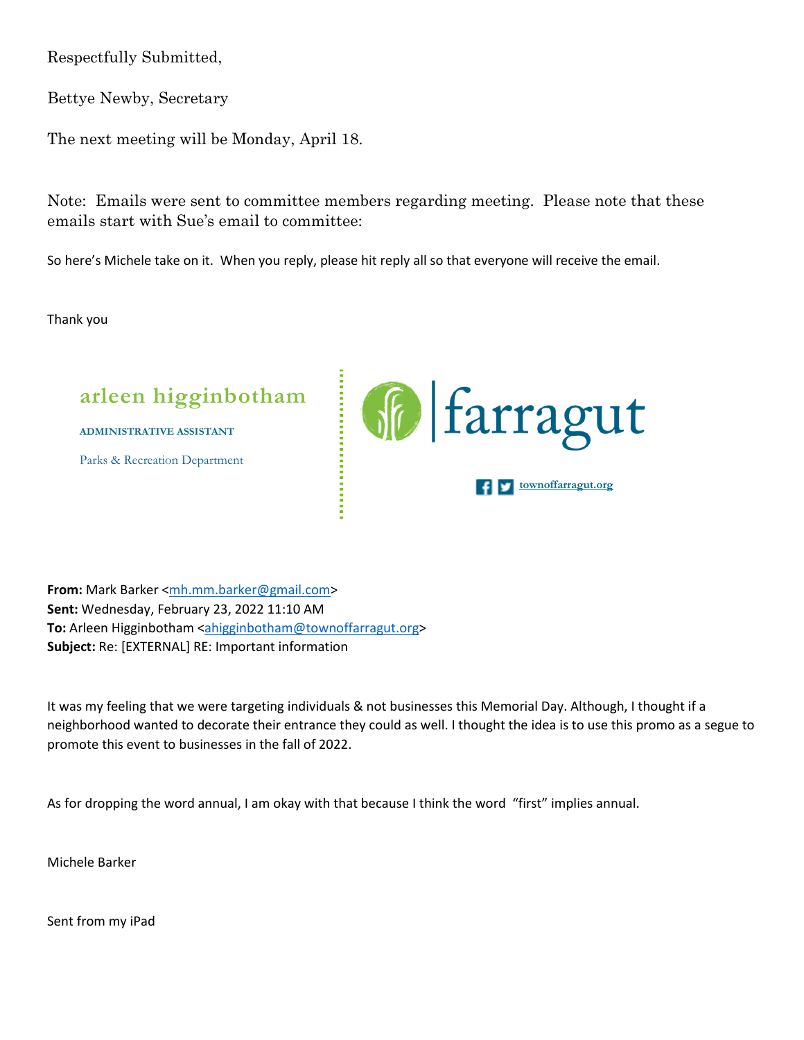Respectfully Submitted,

Bettye Newby, Secretary

The next meeting will be Monday, April 18.

Note: Emails were sent to committee members regarding meeting. Please note that these emails start with Sue's email to committee:

So here's Michele take on it. When you reply, please hit reply all so that everyone will receive the email.

Thank you

**arleen higginbotham**

ADMINISTRATIVE ASSISTANT

Parks & Recreation Department

farragut

townoffarragut.org

**From:** Mark Barker <mh.mm.barker@gmail.com>
**Sent:** Wednesday, February 23, 2022 11:10 AM
**To:** Arleen Higginbotham <ahigginbotham@townoffarragut.org>
**Subject:** Re: [EXTERNAL] RE: Important information

It was my feeling that we were targeting individuals & not businesses this Memorial Day. Although, I thought if a neighborhood wanted to decorate their entrance they could as well. I thought the idea is to use this promo as a segue to promote this event to businesses in the fall of 2022.

As for dropping the word annual, I am okay with that because I think the word "first" implies annual.

Michele Barker

Sent from my iPad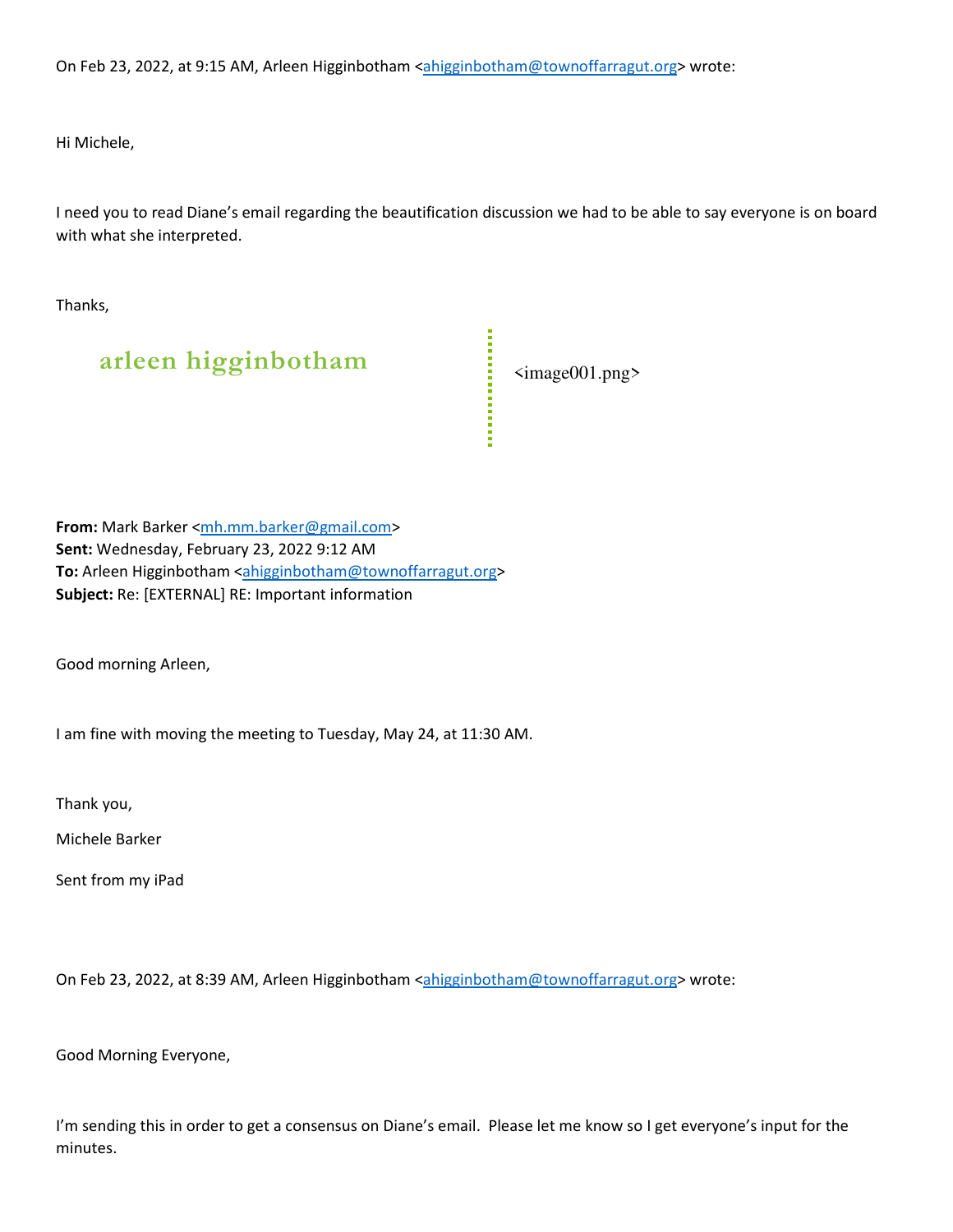On Feb 23, 2022, at 9:15 AM, Arleen Higginbotham <ahigginbotham@townoffarragut.org> wrote:

Hi Michele,

I need you to read Diane's email regarding the beautification discussion we had to be able to say everyone is on board with what she interpreted.

Thanks,

arleen higginbotham <image001.png>

**From:** Mark Barker <mh.mm.barker@gmail.com>
**Sent:** Wednesday, February 23, 2022 9:12 AM
**To:** Arleen Higginbotham <ahigginbotham@townoffarragut.org>
**Subject:** Re: [EXTERNAL] RE: Important information

Good morning Arleen,

I am fine with moving the meeting to Tuesday, May 24, at 11:30 AM.

Thank you,

Michele Barker

Sent from my iPad

On Feb 23, 2022, at 8:39 AM, Arleen Higginbotham <ahigginbotham@townoffarragut.org> wrote:

Good Morning Everyone,

I'm sending this in order to get a consensus on Diane's email. Please let me know so I get everyone's input for the minutes.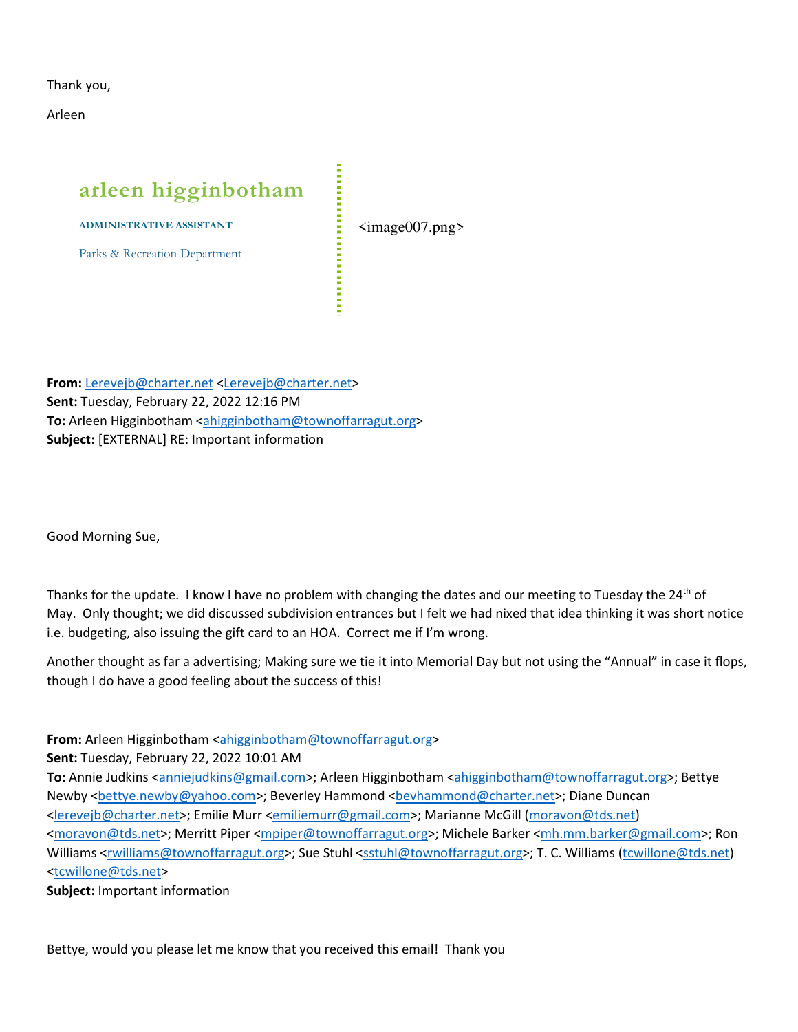Thank you,

Arleen

**arleen higginbotham**

ADMINISTRATIVE ASSISTANT

Parks & Recreation Department

<image007.png>

**From:** Lerevejb@charter.net <Lerevejb@charter.net>
**Sent:** Tuesday, February 22, 2022 12:16 PM
**To:** Arleen Higginbotham <ahigginbotham@townoffarragut.org>
**Subject:** [EXTERNAL] RE: Important information

Good Morning Sue,

Thanks for the update. I know I have no problem with changing the dates and our meeting to Tuesday the 24th of May. Only thought; we did discussed subdivision entrances but I felt we had nixed that idea thinking it was short notice i.e. budgeting, also issuing the gift card to an HOA. Correct me if I'm wrong.

Another thought as far a advertising; Making sure we tie it into Memorial Day but not using the "Annual" in case it flops, though I do have a good feeling about the success of this!

**From:** Arleen Higginbotham <ahigginbotham@townoffarragut.org>
**Sent:** Tuesday, February 22, 2022 10:01 AM
**To:** Annie Judkins <anniejudkins@gmail.com>; Arleen Higginbotham <ahigginbotham@townoffarragut.org>; Bettye Newby <bettye.newby@yahoo.com>; Beverley Hammond <bevhammond@charter.net>; Diane Duncan <lerevejb@charter.net>; Emilie Murr <emiliemurr@gmail.com>; Marianne McGill (moravon@tds.net) <moravon@tds.net>; Merritt Piper <mpiper@townoffarragut.org>; Michele Barker <mh.mm.barker@gmail.com>; Ron Williams <rwilliams@townoffarragut.org>; Sue Stuhl <sstuhl@townoffarragut.org>; T. C. Williams (tcwillone@tds.net) <tcwillone@tds.net>
**Subject:** Important information

Bettye, would you please let me know that you received this email! Thank you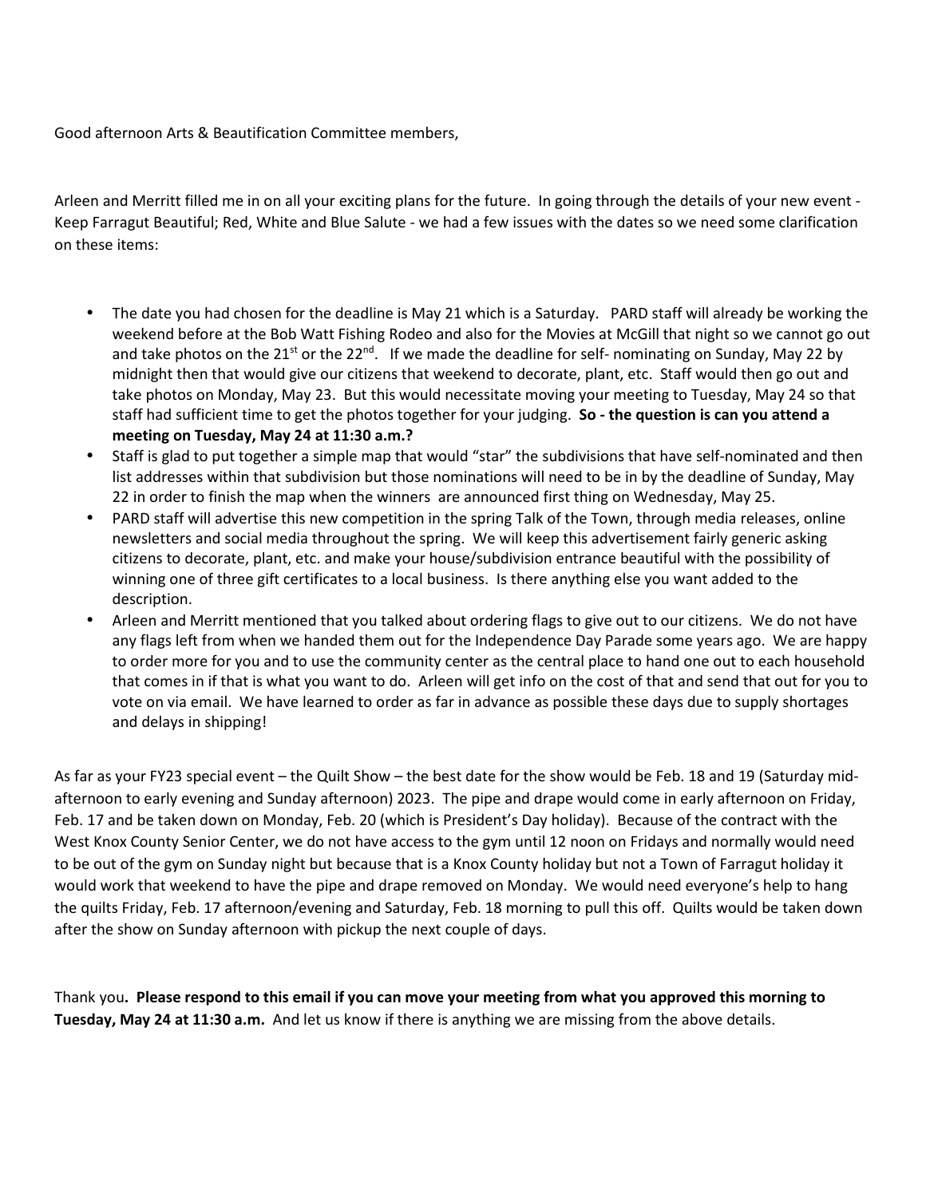Good afternoon Arts & Beautification Committee members,

Arleen and Merritt filled me in on all your exciting plans for the future. In going through the details of your new event - Keep Farragut Beautiful; Red, White and Blue Salute - we had a few issues with the dates so we need some clarification on these items:

- The date you had chosen for the deadline is May 21 which is a Saturday. PARD staff will already be working the weekend before at the Bob Watt Fishing Rodeo and also for the Movies at McGill that night so we cannot go out and take photos on the 21st or the 22nd. If we made the deadline for self- nominating on Sunday, May 22 by midnight then that would give our citizens that weekend to decorate, plant, etc. Staff would then go out and take photos on Monday, May 23. But this would necessitate moving your meeting to Tuesday, May 24 so that staff had sufficient time to get the photos together for your judging. **So - the question is can you attend a meeting on Tuesday, May 24 at 11:30 a.m.?**
- Staff is glad to put together a simple map that would "star" the subdivisions that have self-nominated and then list addresses within that subdivision but those nominations will need to be in by the deadline of Sunday, May 22 in order to finish the map when the winners are announced first thing on Wednesday, May 25.
- PARD staff will advertise this new competition in the spring Talk of the Town, through media releases, online newsletters and social media throughout the spring. We will keep this advertisement fairly generic asking citizens to decorate, plant, etc. and make your house/subdivision entrance beautiful with the possibility of winning one of three gift certificates to a local business. Is there anything else you want added to the description.
- Arleen and Merritt mentioned that you talked about ordering flags to give out to our citizens. We do not have any flags left from when we handed them out for the Independence Day Parade some years ago. We are happy to order more for you and to use the community center as the central place to hand one out to each household that comes in if that is what you want to do. Arleen will get info on the cost of that and send that out for you to vote on via email. We have learned to order as far in advance as possible these days due to supply shortages and delays in shipping!

As far as your FY23 special event – the Quilt Show – the best date for the show would be Feb. 18 and 19 (Saturday mid-afternoon to early evening and Sunday afternoon) 2023. The pipe and drape would come in early afternoon on Friday, Feb. 17 and be taken down on Monday, Feb. 20 (which is President's Day holiday). Because of the contract with the West Knox County Senior Center, we do not have access to the gym until 12 noon on Fridays and normally would need to be out of the gym on Sunday night but because that is a Knox County holiday but not a Town of Farragut holiday it would work that weekend to have the pipe and drape removed on Monday. We would need everyone's help to hang the quilts Friday, Feb. 17 afternoon/evening and Saturday, Feb. 18 morning to pull this off. Quilts would be taken down after the show on Sunday afternoon with pickup the next couple of days.

Thank you**. Please respond to this email if you can move your meeting from what you approved this morning to Tuesday, May 24 at 11:30 a.m.** And let us know if there is anything we are missing from the above details.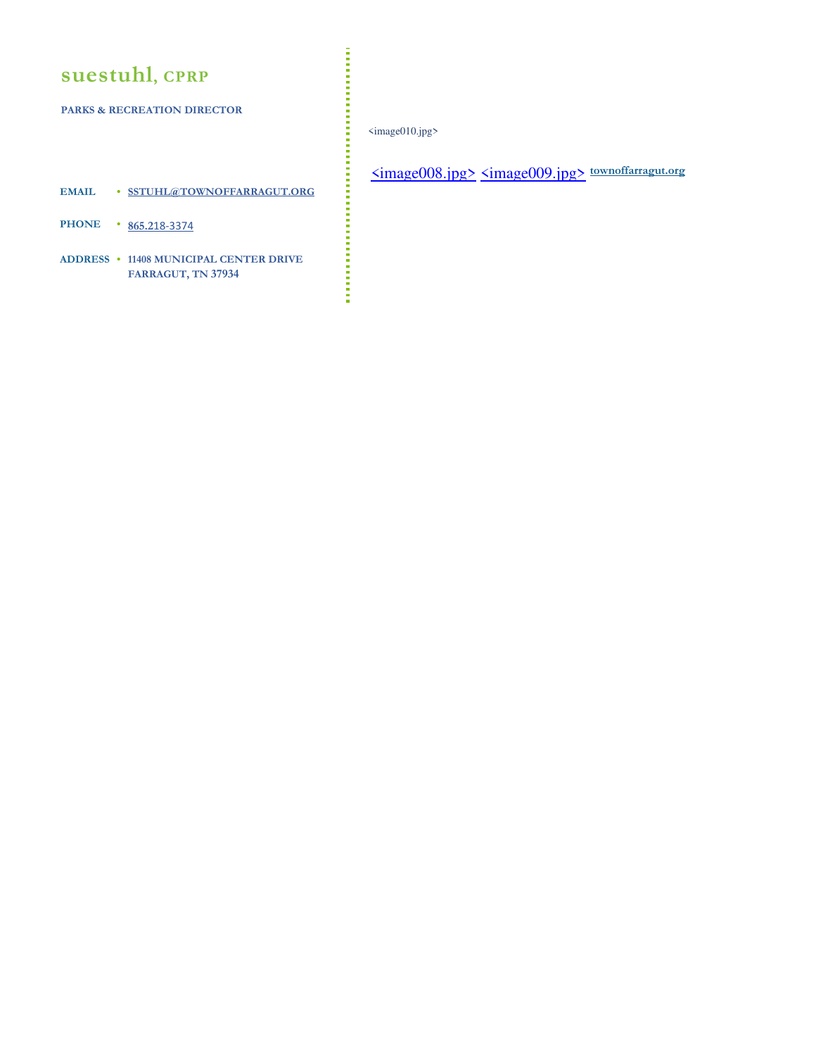**suestuhl, CPRP**

**PARKS & RECREATION DIRECTOR**

**EMAIL** • SSTUHL@TOWNOFFARRAGUT.ORG

**PHONE** • 865.218-3374

**ADDRESS** • 11408 MUNICIPAL CENTER DRIVE
FARRAGUT, TN 37934

<image010.jpg>

<image008.jpg> <image009.jpg> townoffarragut.org